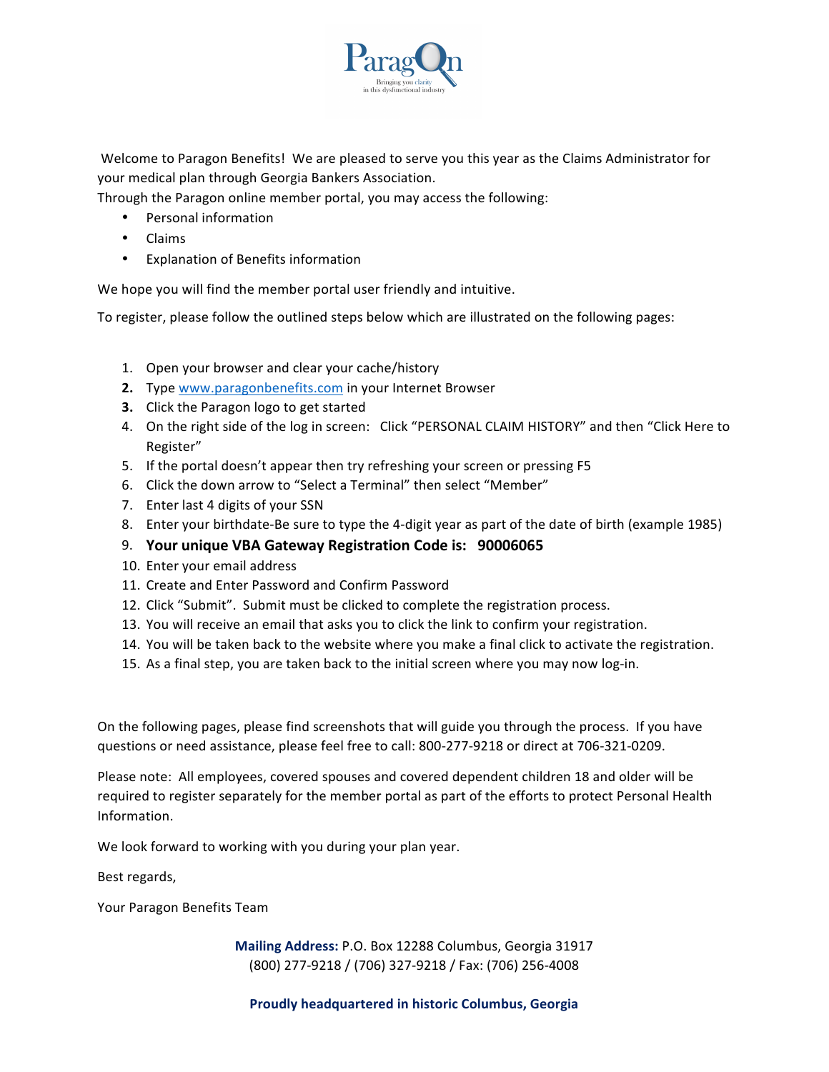Paragon

Bringing you clarity in this dysfunctional industry

Welcome to Paragon Benefits! We are pleased to serve you this year as the Claims Administrator for your medical plan through Georgia Bankers Association.

Through the Paragon online member portal, you may access the following:

- Personal information
- Claims
- Explanation of Benefits information

We hope you will find the member portal user friendly and intuitive.

To register, please follow the outlined steps below which are illustrated on the following pages:

1. Open your browser and clear your cache/history
2. Type www.paragonbenefits.com in your Internet Browser
3. Click the Paragon logo to get started
4. On the right side of the log in screen: Click "PERSONAL CLAIM HISTORY" and then "Click Here to Register"
5. If the portal doesn't appear then try refreshing your screen or pressing F5
6. Click the down arrow to "Select a Terminal" then select "Member"
7. Enter last 4 digits of your SSN
8. Enter your birthdate-Be sure to type the 4-digit year as part of the date of birth (example 1985)
9. **Your unique VBA Gateway Registration Code is: 90006065**
10. Enter your email address
11. Create and Enter Password and Confirm Password
12. Click "Submit". Submit must be clicked to complete the registration process.
13. You will receive an email that asks you to click the link to confirm your registration.
14. You will be taken back to the website where you make a final click to activate the registration.
15. As a final step, you are taken back to the initial screen where you may now log-in.

On the following pages, please find screenshots that will guide you through the process. If you have questions or need assistance, please feel free to call: 800-277-9218 or direct at 706-321-0209.

Please note: All employees, covered spouses and covered dependent children 18 and older will be required to register separately for the member portal as part of the efforts to protect Personal Health Information.

We look forward to working with you during your plan year.

Best regards,

Your Paragon Benefits Team

**Mailing Address:** P.O. Box 12288 Columbus, Georgia 31917
(800) 277-9218 / (706) 327-9218 / Fax: (706) 256-4008

**Proudly headquartered in historic Columbus, Georgia**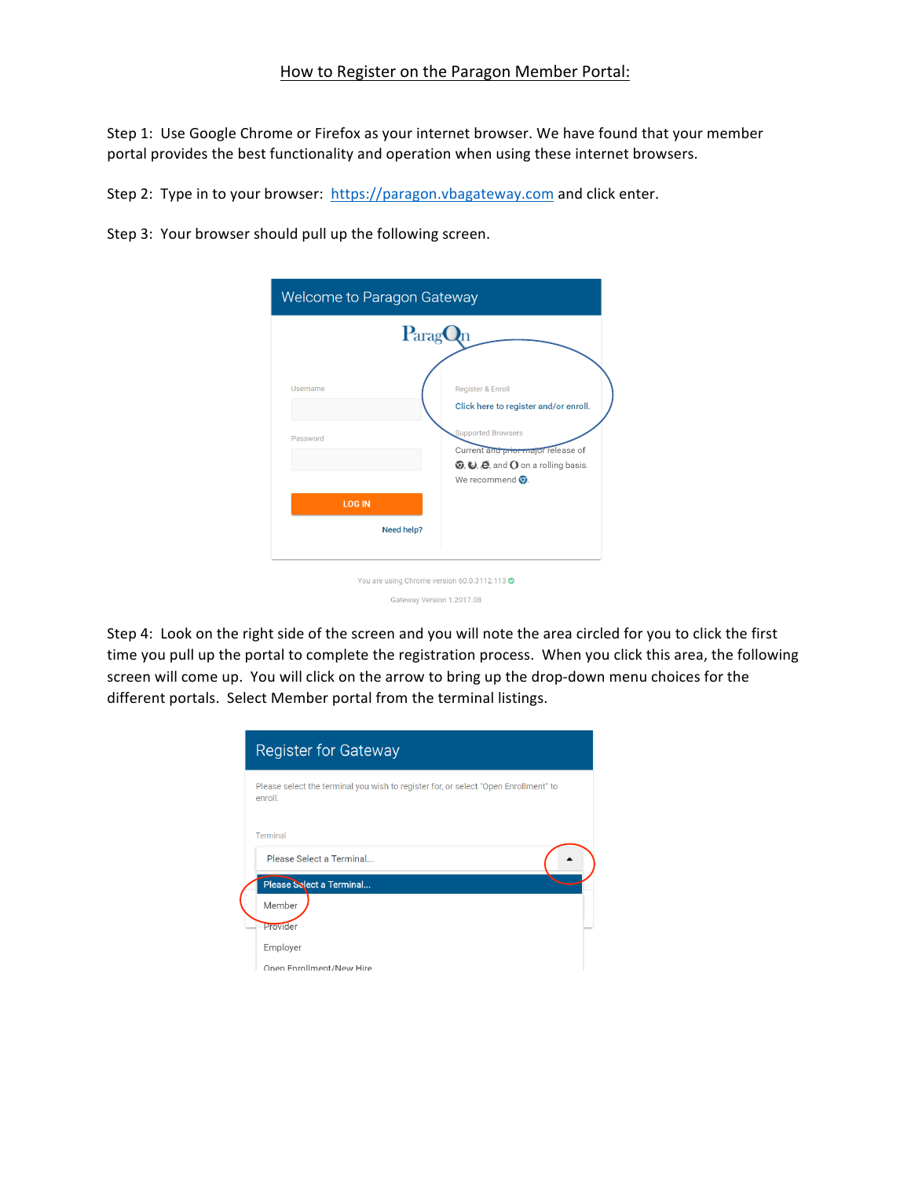How to Register on the Paragon Member Portal:

Step 1: Use Google Chrome or Firefox as your internet browser. We have found that your member portal provides the best functionality and operation when using these internet browsers.

Step 2: Type in to your browser: https://paragon.vbagateway.com and click enter.

Step 3: Your browser should pull up the following screen.

Welcome to Paragon Gateway

Username

Password

LOG IN

Need help?

Register & Enroll

Click here to register and/or enroll.

Supported Browsers

Current and prior major release of [browser icons] on a rolling basis.

We recommend [browser icon].

You are using Chrome version 60.0.3112.113

Gateway Version 1.2017.08

Step 4: Look on the right side of the screen and you will note the area circled for you to click the first time you pull up the portal to complete the registration process. When you click this area, the following screen will come up. You will click on the arrow to bring up the drop-down menu choices for the different portals. Select Member portal from the terminal listings.

Register for Gateway

Please select the terminal you wish to register for, or select "Open Enrollment" to enroll.

Terminal

Please Select a Terminal...

- Please Select a Terminal...
- Member
- Provider
- Employer
- Open Enrollment/New Hire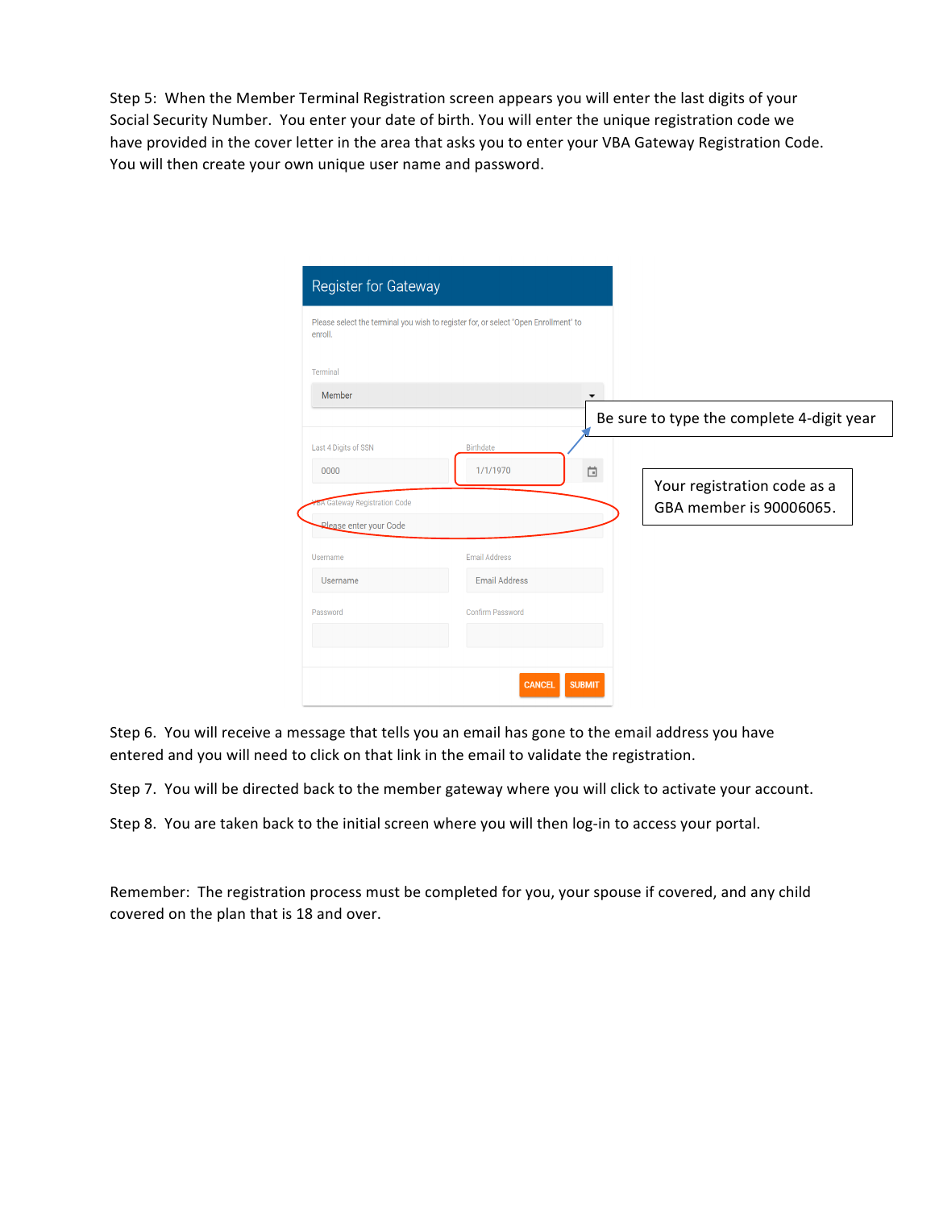Step 5: When the Member Terminal Registration screen appears you will enter the last digits of your Social Security Number. You enter your date of birth. You will enter the unique registration code we have provided in the cover letter in the area that asks you to enter your VBA Gateway Registration Code. You will then create your own unique user name and password.

Register for Gateway

Please select the terminal you wish to register for, or select "Open Enrollment" to enroll.

Terminal

Member

Last 4 Digits of SSN

0000

Birthdate

1/1/1970

Be sure to type the complete 4-digit year

VBA Gateway Registration Code

Please enter your Code

Your registration code as a GBA member is 90006065.

Username

Username

Email Address

Email Address

Password

Confirm Password

CANCEL SUBMIT

Step 6. You will receive a message that tells you an email has gone to the email address you have entered and you will need to click on that link in the email to validate the registration.

Step 7. You will be directed back to the member gateway where you will click to activate your account.

Step 8. You are taken back to the initial screen where you will then log-in to access your portal.

Remember: The registration process must be completed for you, your spouse if covered, and any child covered on the plan that is 18 and over.